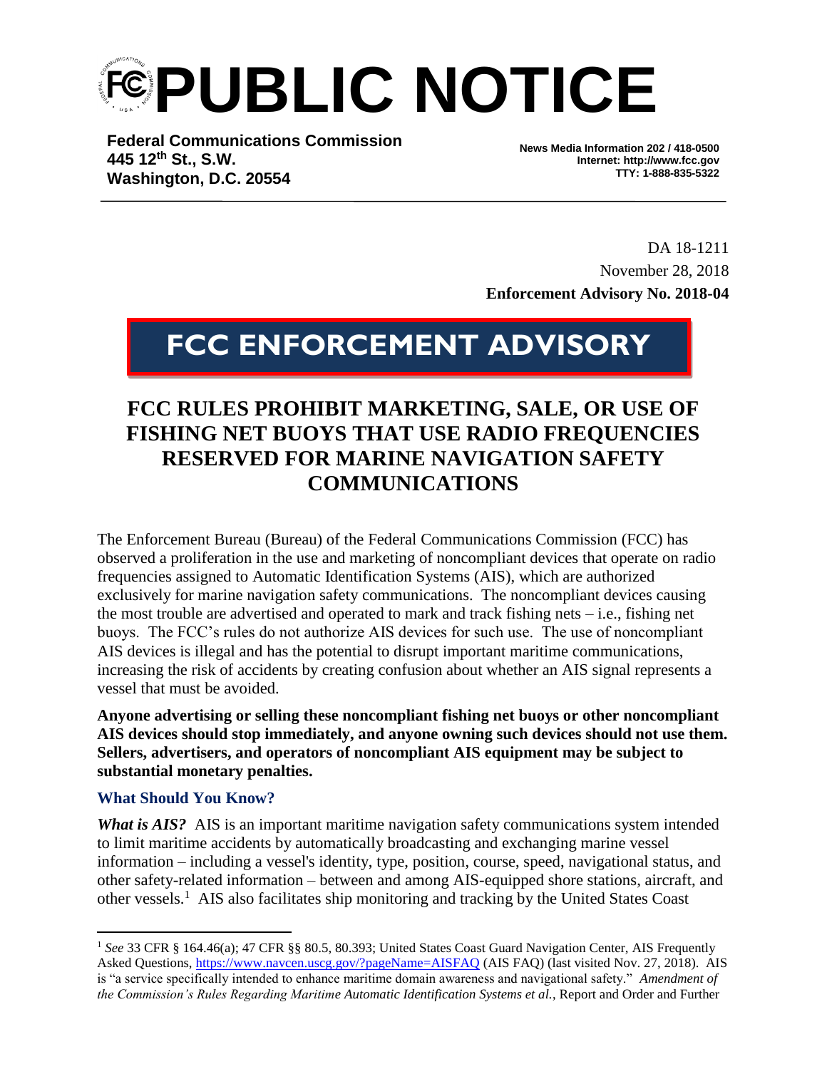# PUBLIC NOTICE

**Federal Communications Commission**
**445 12th St., S.W.**
**Washington, D.C. 20554**

**News Media Information 202 / 418-0500**
**Internet: http://www.fcc.gov**
**TTY: 1-888-835-5322**

DA 18-1211
November 28, 2018
**Enforcement Advisory No. 2018-04**

## FCC ENFORCEMENT ADVISORY

# FCC RULES PROHIBIT MARKETING, SALE, OR USE OF FISHING NET BUOYS THAT USE RADIO FREQUENCIES RESERVED FOR MARINE NAVIGATION SAFETY COMMUNICATIONS

The Enforcement Bureau (Bureau) of the Federal Communications Commission (FCC) has observed a proliferation in the use and marketing of noncompliant devices that operate on radio frequencies assigned to Automatic Identification Systems (AIS), which are authorized exclusively for marine navigation safety communications. The noncompliant devices causing the most trouble are advertised and operated to mark and track fishing nets – i.e., fishing net buoys. The FCC's rules do not authorize AIS devices for such use. The use of noncompliant AIS devices is illegal and has the potential to disrupt important maritime communications, increasing the risk of accidents by creating confusion about whether an AIS signal represents a vessel that must be avoided.

**Anyone advertising or selling these noncompliant fishing net buoys or other noncompliant AIS devices should stop immediately, and anyone owning such devices should not use them. Sellers, advertisers, and operators of noncompliant AIS equipment may be subject to substantial monetary penalties.**

### What Should You Know?

***What is AIS?*** AIS is an important maritime navigation safety communications system intended to limit maritime accidents by automatically broadcasting and exchanging marine vessel information – including a vessel's identity, type, position, course, speed, navigational status, and other safety-related information – between and among AIS-equipped shore stations, aircraft, and other vessels.[1] AIS also facilitates ship monitoring and tracking by the United States Coast

---

[1] *See* 33 CFR § 164.46(a); 47 CFR §§ 80.5, 80.393; United States Coast Guard Navigation Center, AIS Frequently Asked Questions, https://www.navcen.uscg.gov/?pageName=AISFAQ (AIS FAQ) (last visited Nov. 27, 2018). AIS is "a service specifically intended to enhance maritime domain awareness and navigational safety." *Amendment of the Commission's Rules Regarding Maritime Automatic Identification Systems et al.*, Report and Order and Further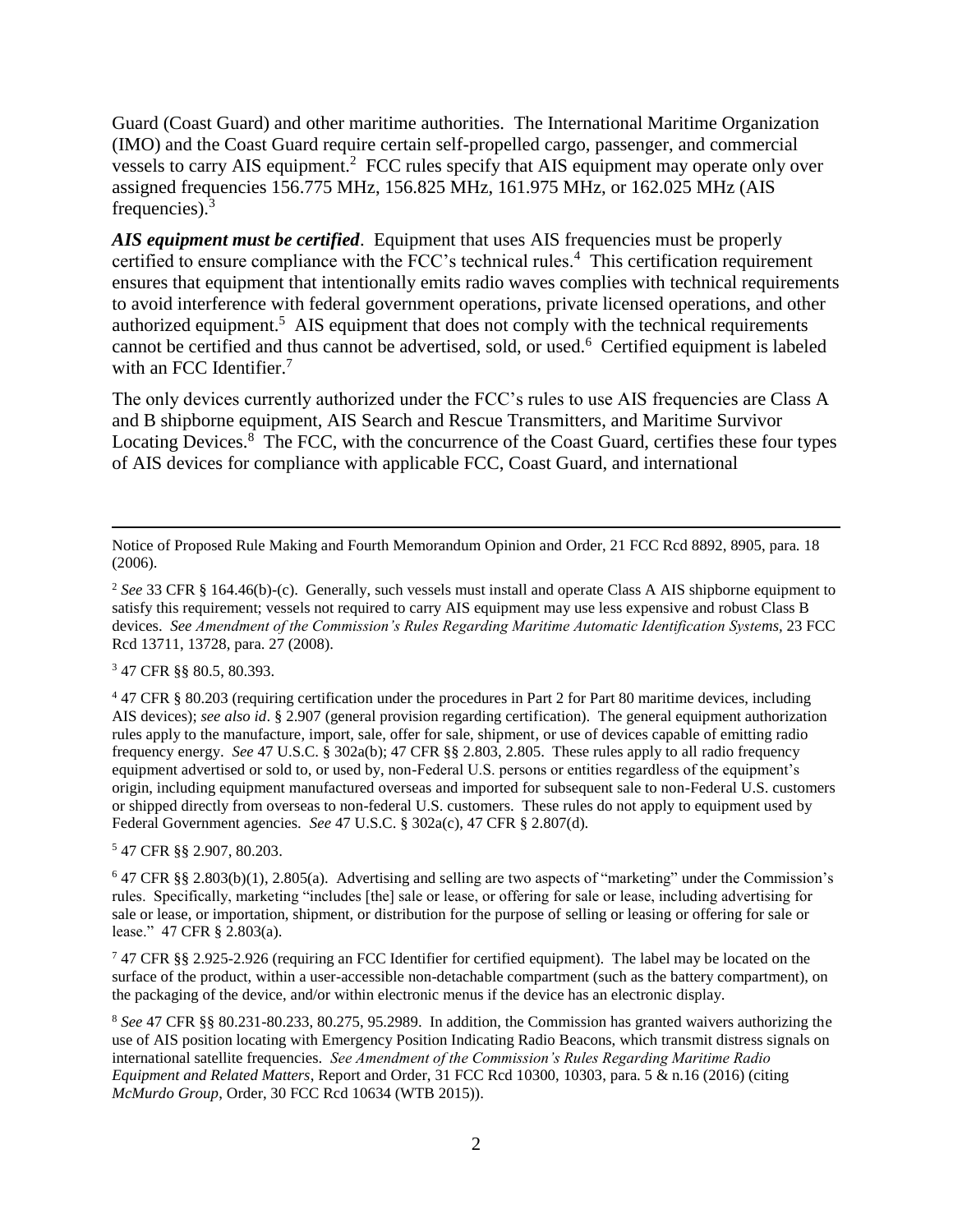Guard (Coast Guard) and other maritime authorities. The International Maritime Organization (IMO) and the Coast Guard require certain self-propelled cargo, passenger, and commercial vessels to carry AIS equipment.[2] FCC rules specify that AIS equipment may operate only over assigned frequencies 156.775 MHz, 156.825 MHz, 161.975 MHz, or 162.025 MHz (AIS frequencies).[3]

***AIS equipment must be certified***. Equipment that uses AIS frequencies must be properly certified to ensure compliance with the FCC's technical rules.[4] This certification requirement ensures that equipment that intentionally emits radio waves complies with technical requirements to avoid interference with federal government operations, private licensed operations, and other authorized equipment.[5] AIS equipment that does not comply with the technical requirements cannot be certified and thus cannot be advertised, sold, or used.[6] Certified equipment is labeled with an FCC Identifier.[7]

The only devices currently authorized under the FCC's rules to use AIS frequencies are Class A and B shipborne equipment, AIS Search and Rescue Transmitters, and Maritime Survivor Locating Devices.[8] The FCC, with the concurrence of the Coast Guard, certifies these four types of AIS devices for compliance with applicable FCC, Coast Guard, and international

---

Notice of Proposed Rule Making and Fourth Memorandum Opinion and Order, 21 FCC Rcd 8892, 8905, para. 18 (2006).

[2] *See* 33 CFR § 164.46(b)-(c). Generally, such vessels must install and operate Class A AIS shipborne equipment to satisfy this requirement; vessels not required to carry AIS equipment may use less expensive and robust Class B devices. *See Amendment of the Commission's Rules Regarding Maritime Automatic Identification Systems*, 23 FCC Rcd 13711, 13728, para. 27 (2008).

[3] 47 CFR §§ 80.5, 80.393.

[4] 47 CFR § 80.203 (requiring certification under the procedures in Part 2 for Part 80 maritime devices, including AIS devices); *see also id*. § 2.907 (general provision regarding certification). The general equipment authorization rules apply to the manufacture, import, sale, offer for sale, shipment, or use of devices capable of emitting radio frequency energy. *See* 47 U.S.C. § 302a(b); 47 CFR §§ 2.803, 2.805. These rules apply to all radio frequency equipment advertised or sold to, or used by, non-Federal U.S. persons or entities regardless of the equipment's origin, including equipment manufactured overseas and imported for subsequent sale to non-Federal U.S. customers or shipped directly from overseas to non-federal U.S. customers. These rules do not apply to equipment used by Federal Government agencies. *See* 47 U.S.C. § 302a(c), 47 CFR § 2.807(d).

[5] 47 CFR §§ 2.907, 80.203.

[6] 47 CFR §§ 2.803(b)(1), 2.805(a). Advertising and selling are two aspects of "marketing" under the Commission's rules. Specifically, marketing "includes [the] sale or lease, or offering for sale or lease, including advertising for sale or lease, or importation, shipment, or distribution for the purpose of selling or leasing or offering for sale or lease." 47 CFR § 2.803(a).

[7] 47 CFR §§ 2.925-2.926 (requiring an FCC Identifier for certified equipment). The label may be located on the surface of the product, within a user-accessible non-detachable compartment (such as the battery compartment), on the packaging of the device, and/or within electronic menus if the device has an electronic display.

[8] *See* 47 CFR §§ 80.231-80.233, 80.275, 95.2989. In addition, the Commission has granted waivers authorizing the use of AIS position locating with Emergency Position Indicating Radio Beacons, which transmit distress signals on international satellite frequencies. *See Amendment of the Commission's Rules Regarding Maritime Radio Equipment and Related Matters*, Report and Order, 31 FCC Rcd 10300, 10303, para. 5 & n.16 (2016) (citing *McMurdo Group*, Order, 30 FCC Rcd 10634 (WTB 2015)).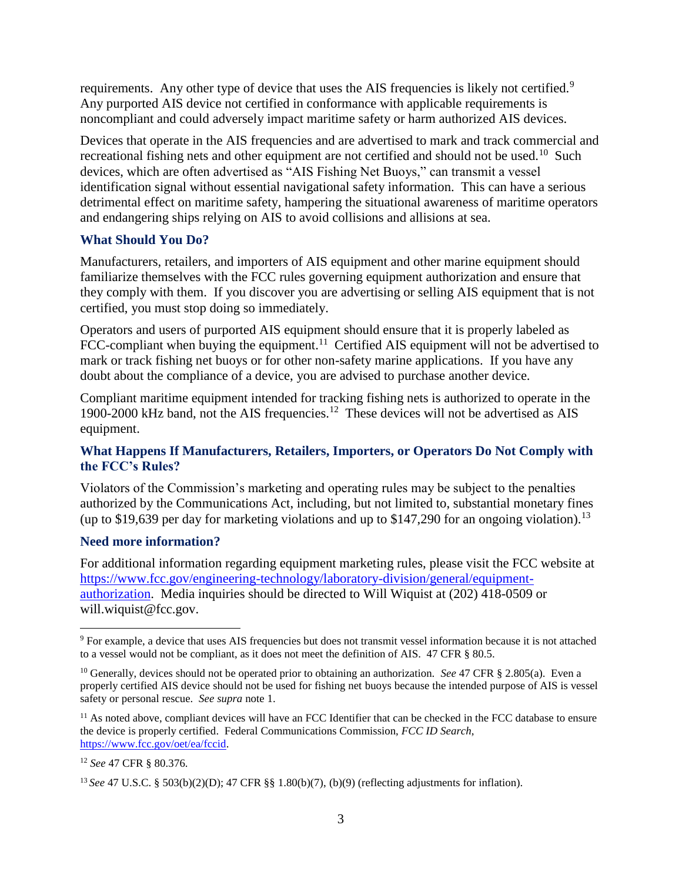requirements. Any other type of device that uses the AIS frequencies is likely not certified.[9] Any purported AIS device not certified in conformance with applicable requirements is noncompliant and could adversely impact maritime safety or harm authorized AIS devices.

Devices that operate in the AIS frequencies and are advertised to mark and track commercial and recreational fishing nets and other equipment are not certified and should not be used.[10] Such devices, which are often advertised as "AIS Fishing Net Buoys," can transmit a vessel identification signal without essential navigational safety information. This can have a serious detrimental effect on maritime safety, hampering the situational awareness of maritime operators and endangering ships relying on AIS to avoid collisions and allisions at sea.

### What Should You Do?

Manufacturers, retailers, and importers of AIS equipment and other marine equipment should familiarize themselves with the FCC rules governing equipment authorization and ensure that they comply with them. If you discover you are advertising or selling AIS equipment that is not certified, you must stop doing so immediately.

Operators and users of purported AIS equipment should ensure that it is properly labeled as FCC-compliant when buying the equipment.[11] Certified AIS equipment will not be advertised to mark or track fishing net buoys or for other non-safety marine applications. If you have any doubt about the compliance of a device, you are advised to purchase another device.

Compliant maritime equipment intended for tracking fishing nets is authorized to operate in the 1900-2000 kHz band, not the AIS frequencies.[12] These devices will not be advertised as AIS equipment.

### What Happens If Manufacturers, Retailers, Importers, or Operators Do Not Comply with the FCC's Rules?

Violators of the Commission's marketing and operating rules may be subject to the penalties authorized by the Communications Act, including, but not limited to, substantial monetary fines (up to $19,639 per day for marketing violations and up to $147,290 for an ongoing violation).[13]

### Need more information?

For additional information regarding equipment marketing rules, please visit the FCC website at https://www.fcc.gov/engineering-technology/laboratory-division/general/equipment-authorization. Media inquiries should be directed to Will Wiquist at (202) 418-0509 or will.wiquist@fcc.gov.

---

[9] For example, a device that uses AIS frequencies but does not transmit vessel information because it is not attached to a vessel would not be compliant, as it does not meet the definition of AIS. 47 CFR § 80.5.

[10] Generally, devices should not be operated prior to obtaining an authorization. *See* 47 CFR § 2.805(a). Even a properly certified AIS device should not be used for fishing net buoys because the intended purpose of AIS is vessel safety or personal rescue. *See supra* note 1.

[11] As noted above, compliant devices will have an FCC Identifier that can be checked in the FCC database to ensure the device is properly certified. Federal Communications Commission, *FCC ID Search*, https://www.fcc.gov/oet/ea/fccid.

[12] *See* 47 CFR § 80.376.

[13] *See* 47 U.S.C. § 503(b)(2)(D); 47 CFR §§ 1.80(b)(7), (b)(9) (reflecting adjustments for inflation).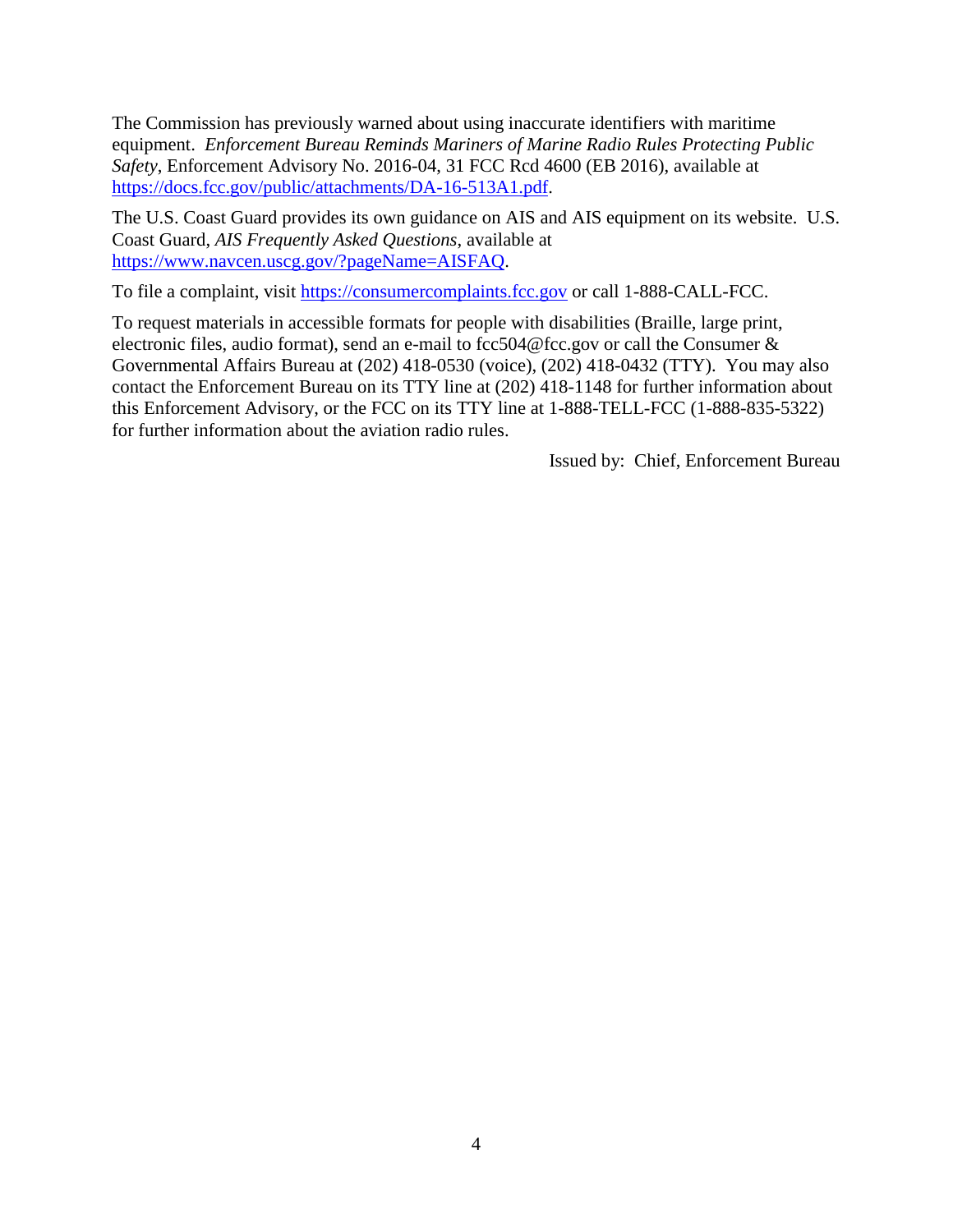The Commission has previously warned about using inaccurate identifiers with maritime equipment. *Enforcement Bureau Reminds Mariners of Marine Radio Rules Protecting Public Safety*, Enforcement Advisory No. 2016-04, 31 FCC Rcd 4600 (EB 2016), available at https://docs.fcc.gov/public/attachments/DA-16-513A1.pdf.

The U.S. Coast Guard provides its own guidance on AIS and AIS equipment on its website. U.S. Coast Guard, *AIS Frequently Asked Questions*, available at https://www.navcen.uscg.gov/?pageName=AISFAQ.

To file a complaint, visit https://consumercomplaints.fcc.gov or call 1-888-CALL-FCC.

To request materials in accessible formats for people with disabilities (Braille, large print, electronic files, audio format), send an e-mail to fcc504@fcc.gov or call the Consumer & Governmental Affairs Bureau at (202) 418-0530 (voice), (202) 418-0432 (TTY). You may also contact the Enforcement Bureau on its TTY line at (202) 418-1148 for further information about this Enforcement Advisory, or the FCC on its TTY line at 1-888-TELL-FCC (1-888-835-5322) for further information about the aviation radio rules.

Issued by: Chief, Enforcement Bureau